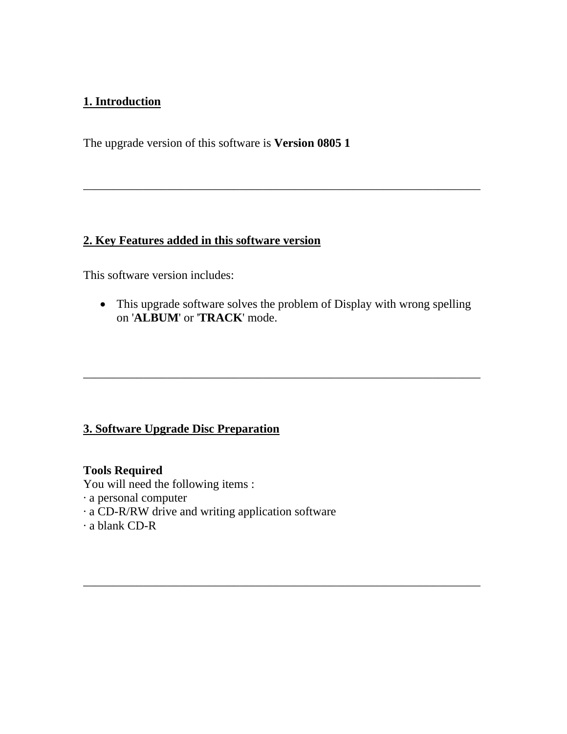## 1. Introduction

The upgrade version of this software is **Version 0805 1**

---

## 2. Key Features added in this software version

This software version includes:

- This upgrade software solves the problem of Display with wrong spelling on '**ALBUM**' or '**TRACK**' mode.

---

## 3. Software Upgrade Disc Preparation

**Tools Required**
You will need the following items :
· a personal computer
· a CD-R/RW drive and writing application software
· a blank CD-R

---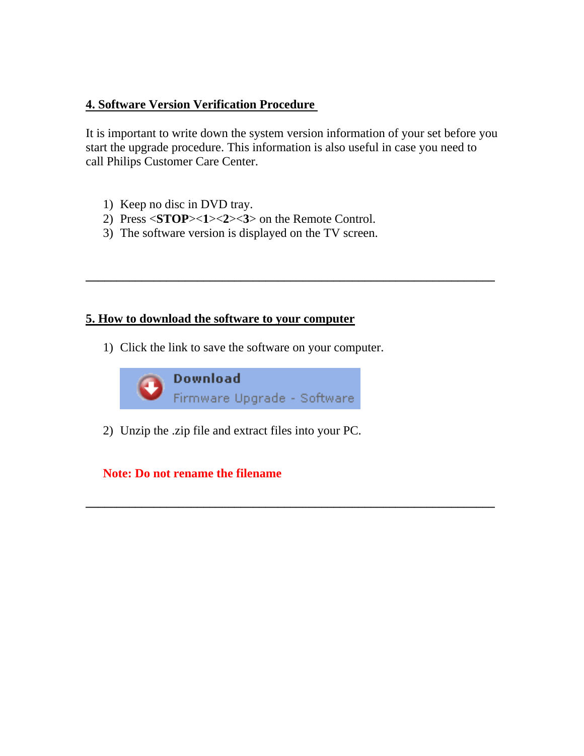## 4. Software Version Verification Procedure

It is important to write down the system version information of your set before you start the upgrade procedure. This information is also useful in case you need to call Philips Customer Care Center.

1) Keep no disc in DVD tray.
2) Press <**STOP**><**1**><**2**><**3**> on the Remote Control.
3) The software version is displayed on the TV screen.

---

## 5. How to download the software to your computer

1) Click the link to save the software on your computer.

**Download**
Firmware Upgrade - Software

2) Unzip the .zip file and extract files into your PC.

**Note: Do not rename the filename**

---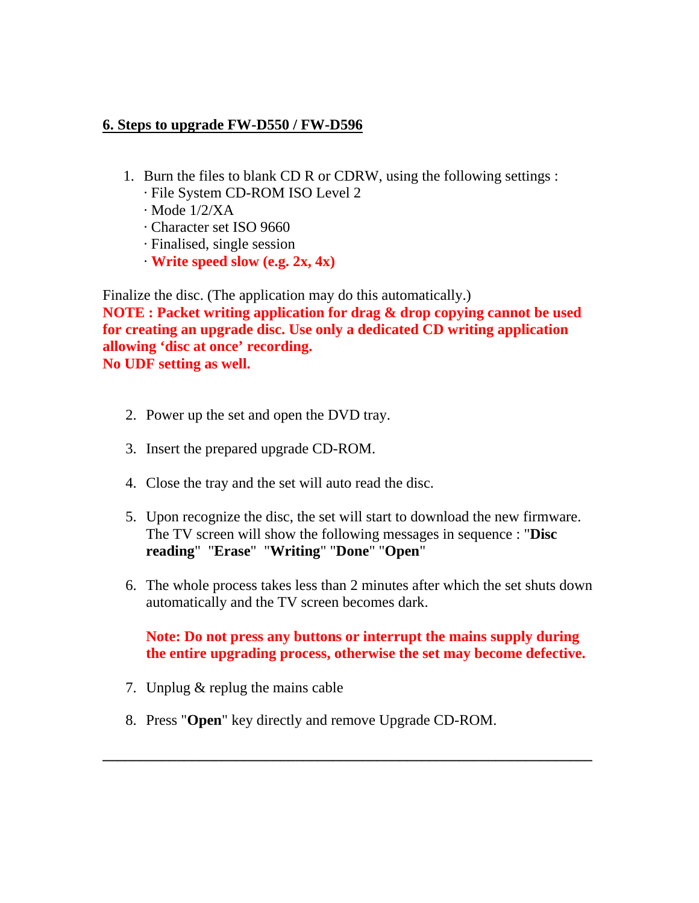## 6. Steps to upgrade FW-D550 / FW-D596

1. Burn the files to blank CD R or CDRW, using the following settings :
   · File System CD-ROM ISO Level 2
   · Mode 1/2/XA
   · Character set ISO 9660
   · Finalised, single session
   · **Write speed slow (e.g. 2x, 4x)**

Finalize the disc. (The application may do this automatically.)
**NOTE : Packet writing application for drag & drop copying cannot be used for creating an upgrade disc. Use only a dedicated CD writing application allowing 'disc at once' recording.**
**No UDF setting as well.**

2. Power up the set and open the DVD tray.

3. Insert the prepared upgrade CD-ROM.

4. Close the tray and the set will auto read the disc.

5. Upon recognize the disc, the set will start to download the new firmware. The TV screen will show the following messages in sequence : "**Disc reading**" "**Erase**" "**Writing**" "**Done**" "**Open**"

6. The whole process takes less than 2 minutes after which the set shuts down automatically and the TV screen becomes dark.

   **Note: Do not press any buttons or interrupt the mains supply during the entire upgrading process, otherwise the set may become defective.**

7. Unplug & replug the mains cable

8. Press "**Open**" key directly and remove Upgrade CD-ROM.

---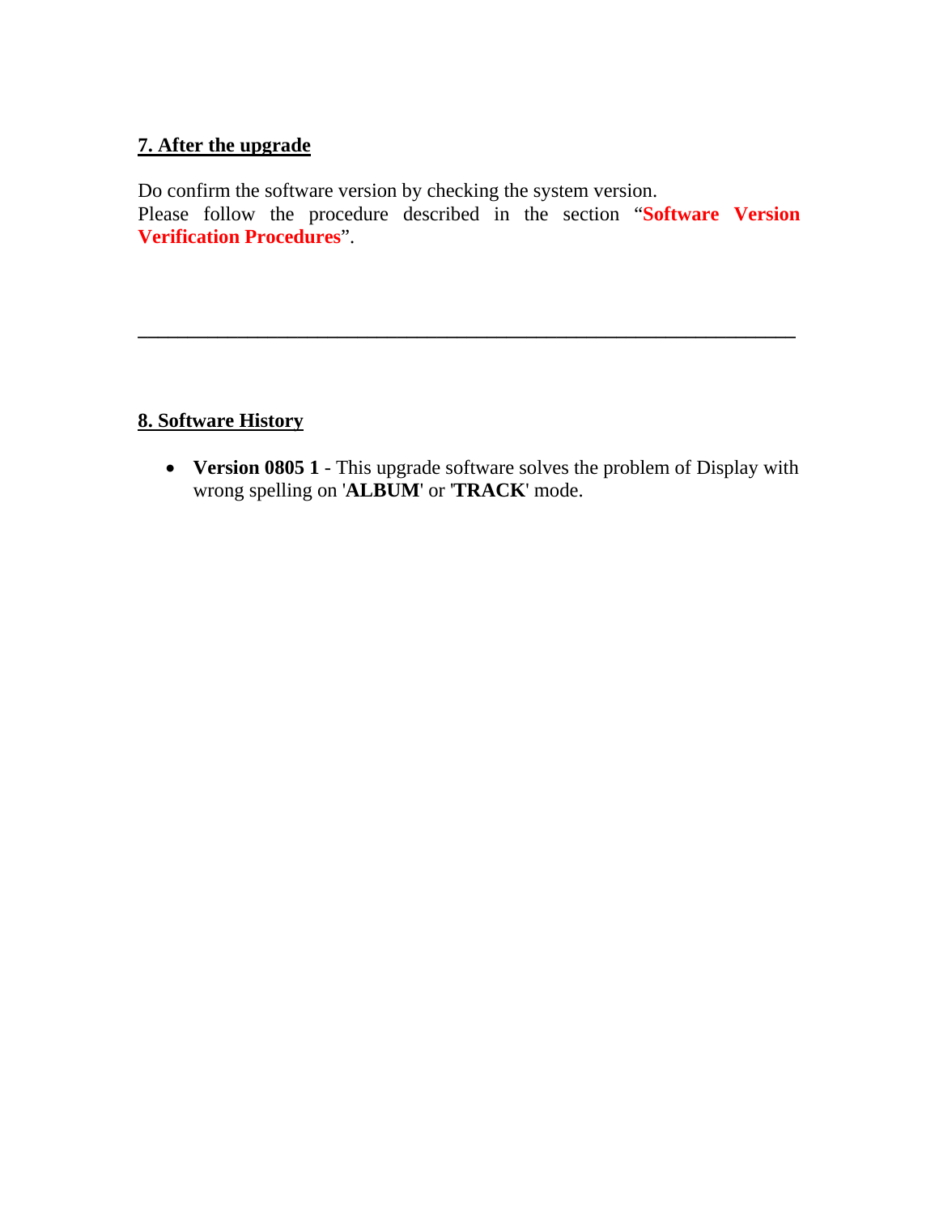## 7. After the upgrade

Do confirm the software version by checking the system version.
Please follow the procedure described in the section "**Software Version Verification Procedures**".

---

## 8. Software History

- **Version 0805 1** - This upgrade software solves the problem of Display with wrong spelling on '**ALBUM**' or '**TRACK**' mode.